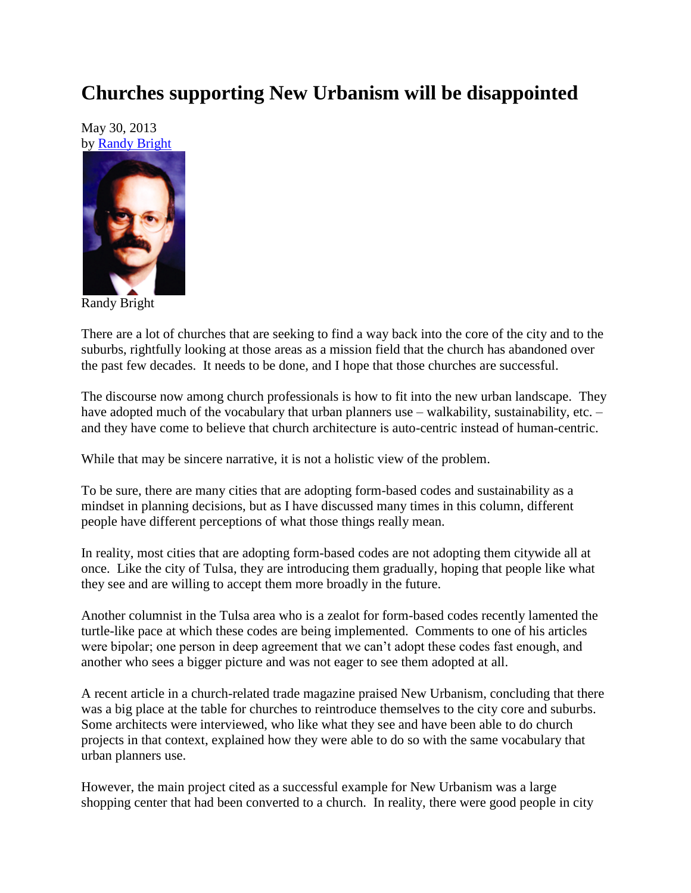# Churches supporting New Urbanism will be disappointed

May 30, 2013
by [Randy Bright]

Randy Bright

There are a lot of churches that are seeking to find a way back into the core of the city and to the suburbs, rightfully looking at those areas as a mission field that the church has abandoned over the past few decades. It needs to be done, and I hope that those churches are successful.

The discourse now among church professionals is how to fit into the new urban landscape. They have adopted much of the vocabulary that urban planners use – walkability, sustainability, etc. – and they have come to believe that church architecture is auto-centric instead of human-centric.

While that may be sincere narrative, it is not a holistic view of the problem.

To be sure, there are many cities that are adopting form-based codes and sustainability as a mindset in planning decisions, but as I have discussed many times in this column, different people have different perceptions of what those things really mean.

In reality, most cities that are adopting form-based codes are not adopting them citywide all at once. Like the city of Tulsa, they are introducing them gradually, hoping that people like what they see and are willing to accept them more broadly in the future.

Another columnist in the Tulsa area who is a zealot for form-based codes recently lamented the turtle-like pace at which these codes are being implemented. Comments to one of his articles were bipolar; one person in deep agreement that we can't adopt these codes fast enough, and another who sees a bigger picture and was not eager to see them adopted at all.

A recent article in a church-related trade magazine praised New Urbanism, concluding that there was a big place at the table for churches to reintroduce themselves to the city core and suburbs. Some architects were interviewed, who like what they see and have been able to do church projects in that context, explained how they were able to do so with the same vocabulary that urban planners use.

However, the main project cited as a successful example for New Urbanism was a large shopping center that had been converted to a church. In reality, there were good people in city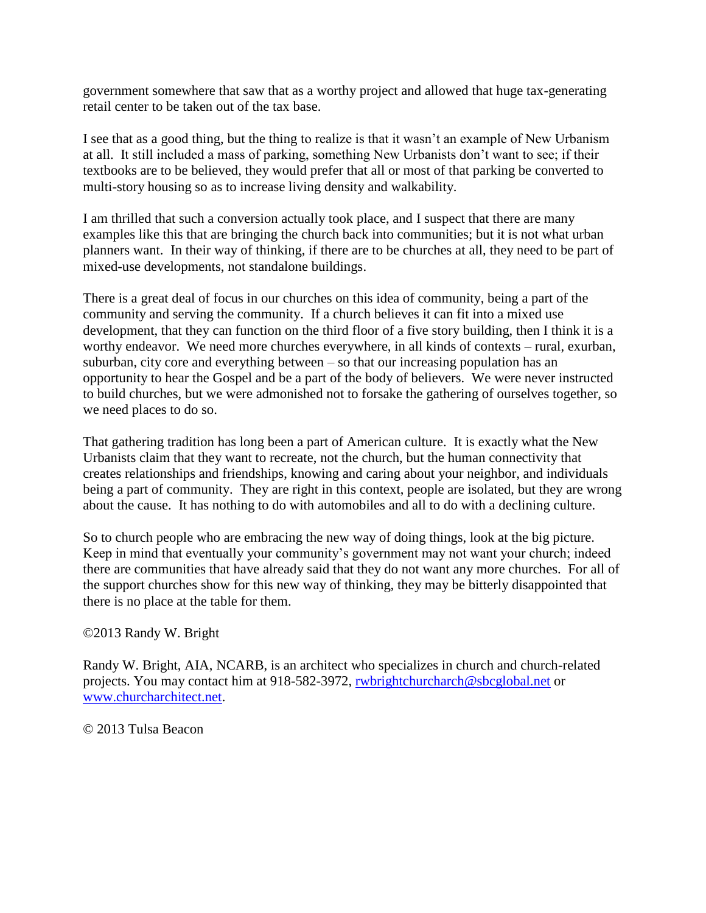government somewhere that saw that as a worthy project and allowed that huge tax-generating retail center to be taken out of the tax base.

I see that as a good thing, but the thing to realize is that it wasn't an example of New Urbanism at all. It still included a mass of parking, something New Urbanists don't want to see; if their textbooks are to be believed, they would prefer that all or most of that parking be converted to multi-story housing so as to increase living density and walkability.

I am thrilled that such a conversion actually took place, and I suspect that there are many examples like this that are bringing the church back into communities; but it is not what urban planners want. In their way of thinking, if there are to be churches at all, they need to be part of mixed-use developments, not standalone buildings.

There is a great deal of focus in our churches on this idea of community, being a part of the community and serving the community. If a church believes it can fit into a mixed use development, that they can function on the third floor of a five story building, then I think it is a worthy endeavor. We need more churches everywhere, in all kinds of contexts – rural, exurban, suburban, city core and everything between – so that our increasing population has an opportunity to hear the Gospel and be a part of the body of believers. We were never instructed to build churches, but we were admonished not to forsake the gathering of ourselves together, so we need places to do so.

That gathering tradition has long been a part of American culture. It is exactly what the New Urbanists claim that they want to recreate, not the church, but the human connectivity that creates relationships and friendships, knowing and caring about your neighbor, and individuals being a part of community. They are right in this context, people are isolated, but they are wrong about the cause. It has nothing to do with automobiles and all to do with a declining culture.

So to church people who are embracing the new way of doing things, look at the big picture. Keep in mind that eventually your community's government may not want your church; indeed there are communities that have already said that they do not want any more churches. For all of the support churches show for this new way of thinking, they may be bitterly disappointed that there is no place at the table for them.

©2013 Randy W. Bright

Randy W. Bright, AIA, NCARB, is an architect who specializes in church and church-related projects. You may contact him at 918-582-3972, rwbrightchurcharch@sbcglobal.net or www.churcharchitect.net.

© 2013 Tulsa Beacon